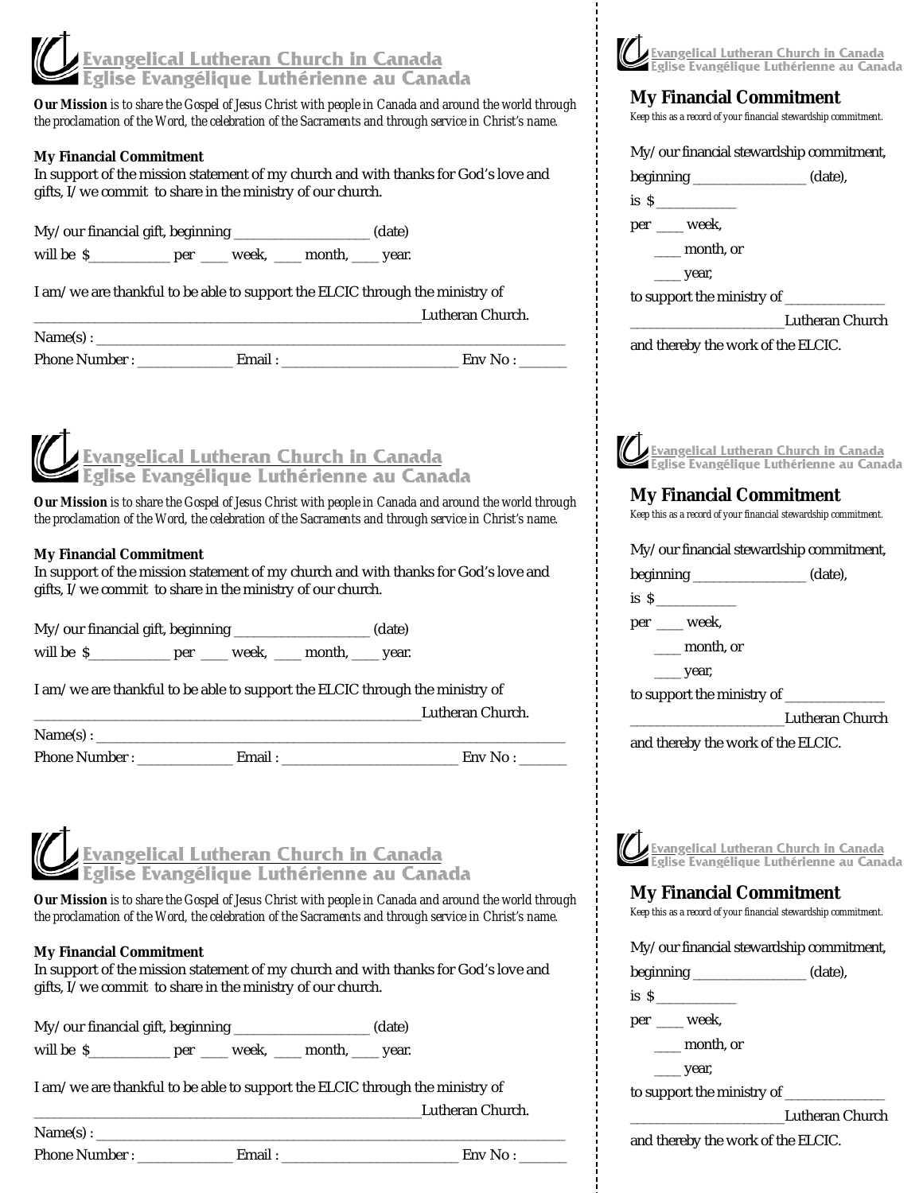**Evangelical Lutheran Church in Canada**
**Eglise Evangélique Luthérienne au Canada**

***Our Mission*** *is to share the Gospel of Jesus Christ with people in Canada and around the world through the proclamation of the Word, the celebration of the Sacraments and through service in Christ's name.*

**My Financial Commitment**

In support of the mission statement of my church and with thanks for God's love and gifts, I/we commit to share in the ministry of our church.

My/our financial gift, beginning ___________________ (date)
will be $___________ per ____ week, ____ month, ____ year.

I am/we are thankful to be able to support the ELCIC through the ministry of
_______________________________________________________Lutheran Church.

Name(s) : ________________________________________________________________

Phone Number : _____________ Email : ________________________ Env No : ______

---

**Evangelical Lutheran Church in Canada**
**Eglise Evangélique Luthérienne au Canada**

## My Financial Commitment

*Keep this as a record of your financial stewardship commitment.*

My/our financial stewardship commitment,
beginning ________________ (date),
is $___________
per ____ week,
____ month, or
____ year,
to support the ministry of ______________
_____________________Lutheran Church
and thereby the work of the ELCIC.

---

**Evangelical Lutheran Church in Canada**
**Eglise Evangélique Luthérienne au Canada**

***Our Mission*** *is to share the Gospel of Jesus Christ with people in Canada and around the world through the proclamation of the Word, the celebration of the Sacraments and through service in Christ's name.*

**My Financial Commitment**

In support of the mission statement of my church and with thanks for God's love and gifts, I/we commit to share in the ministry of our church.

My/our financial gift, beginning ___________________ (date)
will be $___________ per ____ week, ____ month, ____ year.

I am/we are thankful to be able to support the ELCIC through the ministry of
_______________________________________________________Lutheran Church.

Name(s) : ________________________________________________________________

Phone Number : _____________ Email : ________________________ Env No : ______

---

**Evangelical Lutheran Church in Canada**
**Eglise Evangélique Luthérienne au Canada**

## My Financial Commitment

*Keep this as a record of your financial stewardship commitment.*

My/our financial stewardship commitment,
beginning ________________ (date),
is $___________
per ____ week,
____ month, or
____ year,
to support the ministry of ______________
_____________________Lutheran Church
and thereby the work of the ELCIC.

---

**Evangelical Lutheran Church in Canada**
**Eglise Evangélique Luthérienne au Canada**

***Our Mission*** *is to share the Gospel of Jesus Christ with people in Canada and around the world through the proclamation of the Word, the celebration of the Sacraments and through service in Christ's name.*

**My Financial Commitment**

In support of the mission statement of my church and with thanks for God's love and gifts, I/we commit to share in the ministry of our church.

My/our financial gift, beginning ___________________ (date)
will be $___________ per ____ week, ____ month, ____ year.

I am/we are thankful to be able to support the ELCIC through the ministry of
_______________________________________________________Lutheran Church.

Name(s) : ________________________________________________________________

Phone Number : _____________ Email : ________________________ Env No : ______

---

**Evangelical Lutheran Church in Canada**
**Eglise Evangélique Luthérienne au Canada**

## My Financial Commitment

*Keep this as a record of your financial stewardship commitment.*

My/our financial stewardship commitment,
beginning ________________ (date),
is $___________
per ____ week,
____ month, or
____ year,
to support the ministry of ______________
_____________________Lutheran Church
and thereby the work of the ELCIC.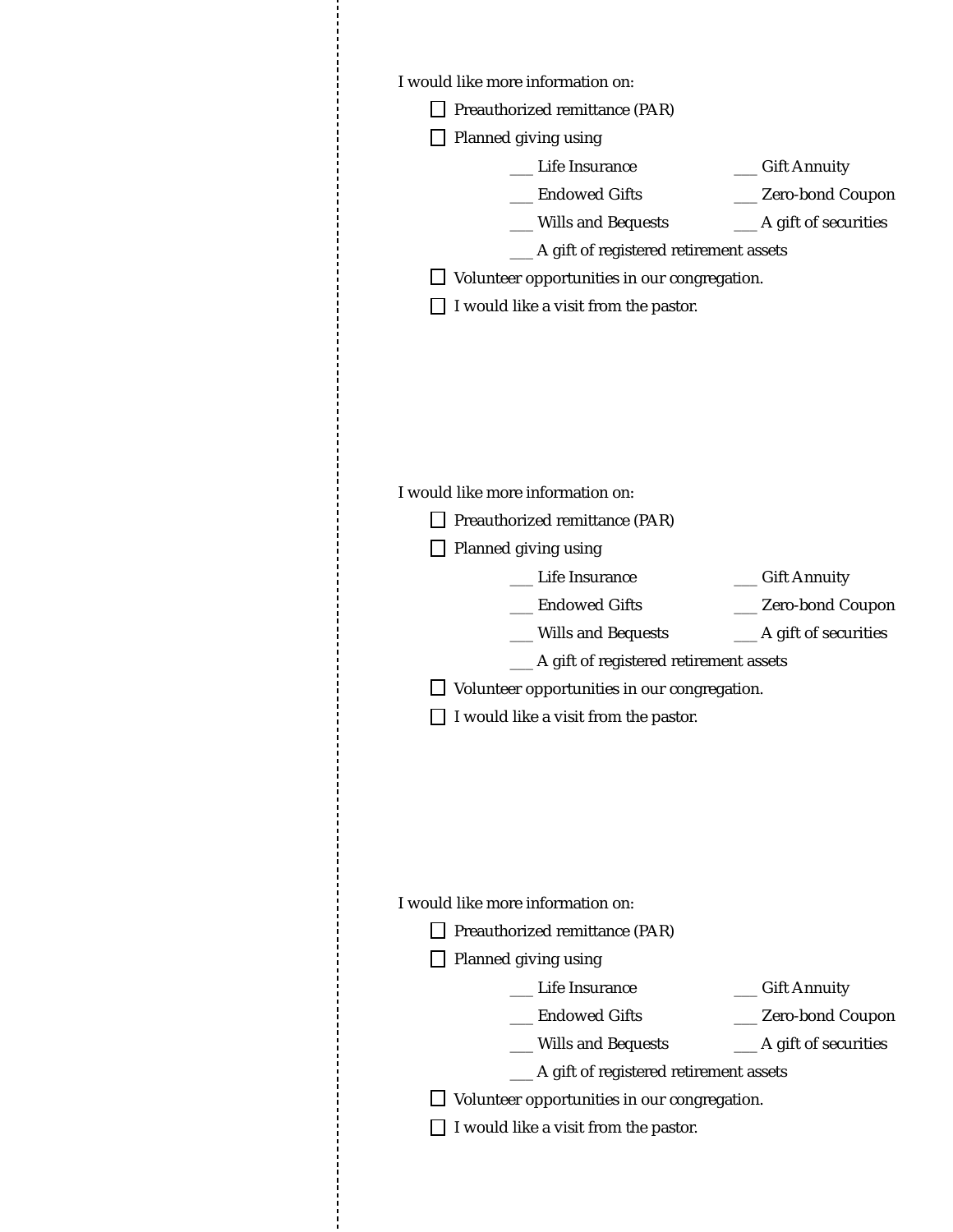I would like more information on:

- ☐ Preauthorized remittance (PAR)
- ☐ Planned giving using
  - ___ Life Insurance
  - ___ Gift Annuity
  - ___ Endowed Gifts
  - ___ Zero-bond Coupon
  - ___ Wills and Bequests
  - ___ A gift of securities
  - ___ A gift of registered retirement assets
- ☐ Volunteer opportunities in our congregation.
- ☐ I would like a visit from the pastor.

I would like more information on:

- ☐ Preauthorized remittance (PAR)
- ☐ Planned giving using
  - ___ Life Insurance
  - ___ Gift Annuity
  - ___ Endowed Gifts
  - ___ Zero-bond Coupon
  - ___ Wills and Bequests
  - ___ A gift of securities
  - ___ A gift of registered retirement assets
- ☐ Volunteer opportunities in our congregation.
- ☐ I would like a visit from the pastor.

I would like more information on:

- ☐ Preauthorized remittance (PAR)
- ☐ Planned giving using
  - ___ Life Insurance
  - ___ Gift Annuity
  - ___ Endowed Gifts
  - ___ Zero-bond Coupon
  - ___ Wills and Bequests
  - ___ A gift of securities
  - ___ A gift of registered retirement assets
- ☐ Volunteer opportunities in our congregation.
- ☐ I would like a visit from the pastor.